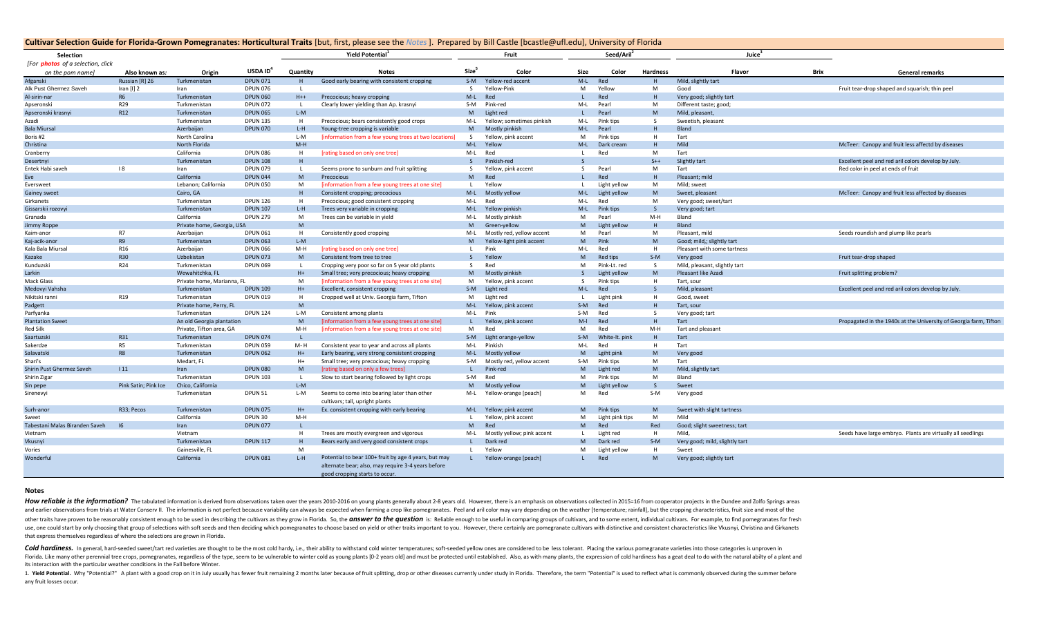## Cultivar Selection Guide for Florida-Grown Pomegranates: Horticultural Traits [but, first, please see the *Notes* ]. Prepared by Bill Castle [bcastle@ufl.edu], University of Florida

| Selection | | | | Yield Potential[1] | | Fruit | | Seed/Aril[2] | | | Juice[3] | | |
|---|---|---|---|---|---|---|---|---|---|---|---|---|---|
| [For **photos** of a selection, click on the pom name] | Also known as: | Origin | USDA ID[4] | Quantity | Notes | Size[5] | Color | Size | Color | Hardness | Flavor | Brix | General remarks |
| Afganski | Russian [R] 26 | Turkmenistan | DPUN 071 | H | Good early bearing with consistent cropping | S-M | Yellow-red accent | M-L | Red | H | Mild, slightly tart | | |
| Alk Pust Ghermez Saveh | Iran [I] 2 | Iran | DPUN 076 | L | | S | Yellow-Pink | M | Yellow | M | Good | | Fruit tear-drop shaped and squarish; thin peel |
| Al-sirin-nar | R6 | Turkmenistan | DPUN 060 | H++ | Precocious; heavy cropping | M-L | Red | L | Red | H | Very good; slightly tart | | |
| Apseronski | R29 | Turkmenistan | DPUN 072 | L | Clearly lower yielding than Ap. krasnyi | S-M | Pink-red | M-L | Pearl | M | Different taste; good; | | |
| Apseronski krasnyi | R12 | Turkmenistan | DPUN 065 | L-M | | M | Light red | L | Pearl | M | Mild, pleasant, | | |
| Azadi | | Turkmenistan | DPUN 135 | H | Precocious; bears consistently good crops | M-L | Yellow; sometimes pinkish | M-L | Pink tips | S | Sweetish, pleasant | | |
| Bala Miursal | | Azerbaijan | DPUN 070 | L-H | Young-tree cropping is variable | M | Mostly pinkish | M-L | Pearl | H | Bland | | |
| Boris #2 | | North Carolina | | L-M | [information from a few young trees at two locations] | S | Yellow, pink accent | M | Pink tips | H | Tart | | |
| Christina | | North Florida | | M-H | | M-L | Yellow | M-L | Dark cream | H | Mild | | McTeer: Canopy and fruit less affectd by diseases |
| Cranberry | | California | DPUN 086 | H | [rating based on only one tree] | M-L | Red | L | Red | M | Tart | | |
| Desertnyi | | Turkmenistan | DPUN 108 | H | | S | Pinkish-red | S | | S++ | Slightly tart | | Excellent peel and red aril colors develop by July. |
| Entek Habi saveh | I 8 | Iran | DPUN 079 | L | Seems prone to sunburn and fruit splitting | S | Yellow, pink accent | S | Pearl | M | Tart | | Red color in peel at ends of fruit |
| Eve | | California | DPUN 044 | M | Precocious | M | Red | L | Red | H | Pleasant; mild | | |
| Eversweet | | Lebanon; California | DPUN 050 | M | [information from a few young trees at one site] | L | Yellow | L | Light yellow | M | Mild; sweet | | |
| Gainey sweet | | Cairo, GA | | H | Consistent cropping; precocious | M-L | Mostly yellow | M-L | Light yellow | M | Sweet, pleasant | | McTeer: Canopy and fruit less affected by diseases |
| Girkanets | | Turkmenistan | DPUN 126 | H | Precocious; good consistent cropping | M-L | Red | M-L | Red | M | Very good; sweet/tart | | |
| Gissarskii rozovyi | | Turkmenistan | DPUN 107 | L-H | Trees very variable in cropping | M-L | Yellow-pinkish | M-L | Pink tips | S | Very good; tart | | |
| Granada | | California | DPUN 279 | M | Trees can be variable in yield | M-L | Mostly pinkish | M | Pearl | M-H | Bland | | |
| Jimmy Roppe | | Private home, Georgia, USA | | M | | M | Green-yellow | M | Light yellow | H | Bland | | |
| Kaim-anor | R7 | Azerbaijan | DPUN 061 | H | Consistently good cropping | M-L | Mostly red, yellow accent | M | Pearl | M | Pleasant, mild | | Seeds roundish and plump like pearls |
| Kaj-acik-anor | R9 | Turkmenistan | DPUN 063 | L-M | | M | Yellow-light pink accent | M | Pink | M | Good; mild,; slightly tart | | |
| Kala Bala Miursal | R16 | Azerbaijan | DPUN 066 | M-H | [rating based on only one tree] | L | Pink | M-L | Red | H | Pleasant with some tartness | | |
| Kazake | R30 | Uzbekistan | DPUN 073 | M | Consistent from tree to tree | S | Yellow | M | Red tips | S-M | Very good | | Fruit tear-drop shaped |
| Kunduzski | R24 | Turkmenistan | DPUN 069 | L | Cropping very poor so far on 5 year old plants | S | Red | M | Pink-Lt. red | S | Mild, pleasant, slightly tart | | |
| Larkin | | Wewahitchka, FL | | H+ | Small tree; very precocious; heavy cropping | M | Mostly pinkish | S | Light yellow | M | Pleasant like Azadi | | Fruit splitting problem? |
| Mack Glass | | Private home, Marianna, FL | | M | [information from a few young trees at one site] | M | Yellow, pink accent | S | Pink tips | H | Tart, sour | | |
| Medovyi Vahsha | | Turkmenistan | DPUN 109 | H+ | Excellent, consistent cropping | S-M | Light red | M-L | Red | S | Mild, pleasant | | Excellent peel and red aril colors develop by July. |
| Nikitski ranni | R19 | Turkmenistan | DPUN 019 | H | Cropped well at Univ. Georgia farm, Tifton | M | Light red | L | Light pink | H | Good, sweet | | |
| Padgett | | Private home, Perry, FL | | M | | M-L | Yellow, pink accent | S-M | Red | H | Tart, sour | | |
| Parfyanka | | Turkmenistan | DPUN 124 | L-M | Consistent among plants | M-L | Pink | S-M | Red | S | Very good; tart | | |
| Plantation Sweet | | An old Georgia plantation | | M | [information from a few young trees at one site] | L | Yellow, pink accent | M-l | Red | H | Tart | | Propagated in the 1940s at the University of Georgia farm, Tifton |
| Red Silk | | Private, Tifton area, GA | | M-H | [information from a few young trees at one site] | M | Red | M | Red | M-H | Tart and pleasant | | |
| Saartuzski | R31 | Turkmenistan | DPUN 074 | L | | S-M | Light orange-yellow | S-M | White-lt. pink | H | Tart | | |
| Sakerdze | R5 | Turkmenistan | DPUN 059 | M- H | Consistent year to year and across all plants | M-L | Pinkish | M-L | Red | H | Tart | | |
| Salavatski | R8 | Turkmenistan | DPUN 062 | H+ | Early bearing, very strong consistent cropping | M-L | Mostly yellow | M | Lgiht pink | M | Very good | | |
| Shari's | | Medart, FL | | H+ | Small tree; very precocious; heavy cropping | S-M | Mostly red, yellow accent | S-M | Pink tips | M | Tart | | |
| Shirin Pust Ghermez Saveh | I 11 | Iran | DPUN 080 | M | [rating based on only a few trees] | L | Pink-red | M | Light red | M | Mild, slightly tart | | |
| Shirin Zigar | | Turkmenistan | DPUN 103 | L | Slow to start bearing followed by light crops | S-M | Red | M | Pink tips | M | Bland | | |
| Sin pepe | Pink Satin; Pink Ice | Chico, California | | L-M | | M | Mostly yellow | M | Light yellow | S | Sweet | | |
| Sirenevyi | | Turkmenistan | DPUN 51 | L-M | Seems to come into bearing later than other cultivars; tall, upright plants | M-L | Yellow-orange [peach] | M | Red | S-M | Very good | | |
| Surh-anor | R33; Pecos | Turkmenistan | DPUN 075 | H+ | Ex. consistent cropping with early bearing | M-L | Yellow; pink accent | M | Pink tips | M | Sweet with slight tartness | | |
| Sweet | | California | DPUN 30 | M-H | | L | Yellow, pink accent | M | Light pink tips | M | Mild | | |
| Tabestani Malas Biranden Saveh | I6 | Iran | DPUN 077 | L | | M | Red | M | Red | Red | Good; slight sweetness; tart | | |
| Vietnam | | Vietnam | | H | Trees are mostly evergreen and vigorous | M-L | Mostly yellow; pink accent | L | Light red | H | Mild, | | Seeds have large embryo. Plants are virtually all seedlings |
| Vkusnyi | | Turkmenistan | DPUN 117 | H | Bears early and very good consistent crops | L | Dark red | M | Dark red | S-M | Very good; mild, slightly tart | | |
| Vories | | Gainesville, FL | | M | | L | Yellow | M | Light yellow | H | Sweet | | |
| Wonderful | | California | DPUN 081 | L-H | Potential to bear 100+ fruit by age 4 years, but may alternate bear; also, may require 3-4 years before good cropping starts to occur. | L | Yellow-orange [peach] | L | Red | M | Very good; slightly tart | | |

### Notes

***How reliable is the information?*** The tabulated information is derived from observations taken over the years 2010-2016 on young plants generally about 2-8 years old. However, there is an emphasis on observations collected in 2015=16 from cooperator projects in the Dundee and Zolfo Springs areas and earlier observations from trials at Water Conserv II. The information is not perfect because variability can always be expected when farming a crop like pomegranates. Peel and aril color may vary depending on the weather [temperature; rainfall], but the cropping characteristics, fruit size and most of the other traits have proven to be reasonably consistent enough to be used in describing the cultivars as they grow in Florida. So, the ***answer to the question*** is: Reliable enough to be useful in comparing groups of cultivars, and to some extent, individual cultivars. For example, to find pomegranates for fresh use, one could start by only choosing that group of selections with soft seeds and then deciding which pomegranates to choose based on yield or other traits important to you. However, there certainly are pomegranate cultivars with distinctive and consistent characteristics like Vkusnyi, Christina and Girkanets that express themselves regardless of where the selections are grown in Florida.

***Cold hardiness.*** In general, hard-seeded sweet/tart red varieties are thought to be the most cold hardy, i.e., their ability to withstand cold winter temperatures; soft-seeded yellow ones are considered to be less tolerant. Placing the various pomegranate varieties into those categories is unproven in Florida. Like many other perennial tree crops, pomegranates, regardless of the type, seem to be vulnerable to winter cold as young plants [0-2 years old] and must be protected until established. Also, as with many plants, the expression of cold hardiness has a geat deal to do with the natural abilty of a plant and its interaction with the particular weather conditions in the Fall before Winter.

1. **Yield Potential.** Why "Potential?" A plant with a good crop on it in July usually has fewer fruit remaining 2 months later because of fruit splitting, drop or other diseases currently under study in Florida. Therefore, the term "Potential" is used to reflect what is commonly observed during the summer before any fruit losses occur.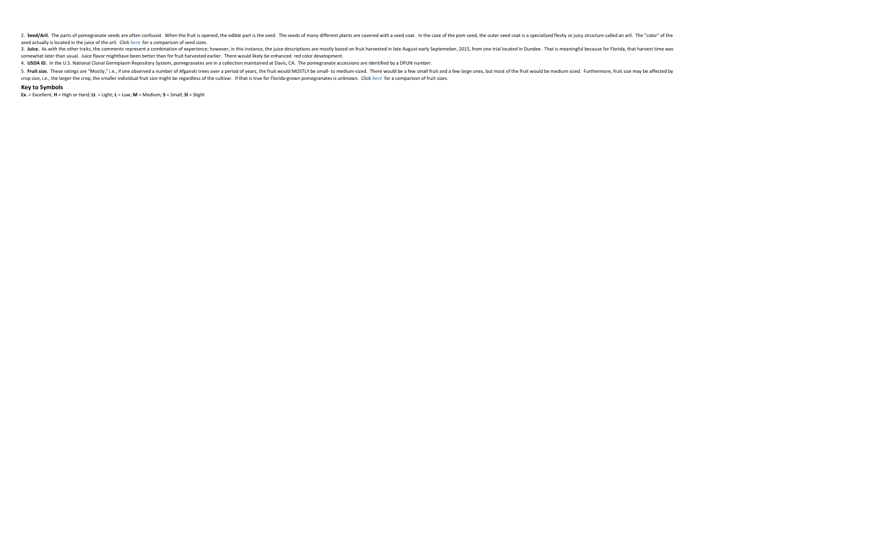2. **Seed/Aril.** The parts of pomegranate seeds are often confused. When the fruit is opened, the edible part is the seed. The seeds of many different plants are covered with a seed coat. In the case of the pom seed, the outer seed coat is a specialized fleshy or juicy structure called an aril. The "color" of the seed actually is located in the juice of the aril. Click *here* for a comparison of seed sizes.

3. **Juice.** As with the other traits, the comments represent a combination of experience; however, in this instance, the juice descriptions are mostly based on fruit harvested in late August-early Septemeber, 2015, from one trial located in Dundee. That is meaningful because for Florida, that harvest time was somewhat later than usual. Juice flavor mighthave been better than for fruit harvested earlier. There would likely be enhanced red color development.

4. **USDA ID.** In the U.S. National Clonal Germplasm Repository System, pomegranates are in a collection maintained at Davis, CA. The pomegranate accessions are identified by a DPUN number.

5. **Fruit size.** These ratings are "Mostly," i.e., if one observed a number of Afganski trees over a period of years, the fruit would MOSTLY be small- to medium-sized. There would be a few small fruit and a few large ones, but most of the fruit would be medium sized. Furthermore, fruit size may be affected by crop size, i.e., the larger the crop, the smaller individual fruit size might be regardless of the cultivar. If that is true for Florida-grown pomegranates is unknown. Click *here* for a compariosn of fruit sizes.

### Key to Symbols

**Ex.** = Excellent; **H** = High or Hard; **Lt.** = Light; **L** = Low; **M** = Medium; **S** = Small; **Sl** = Slight